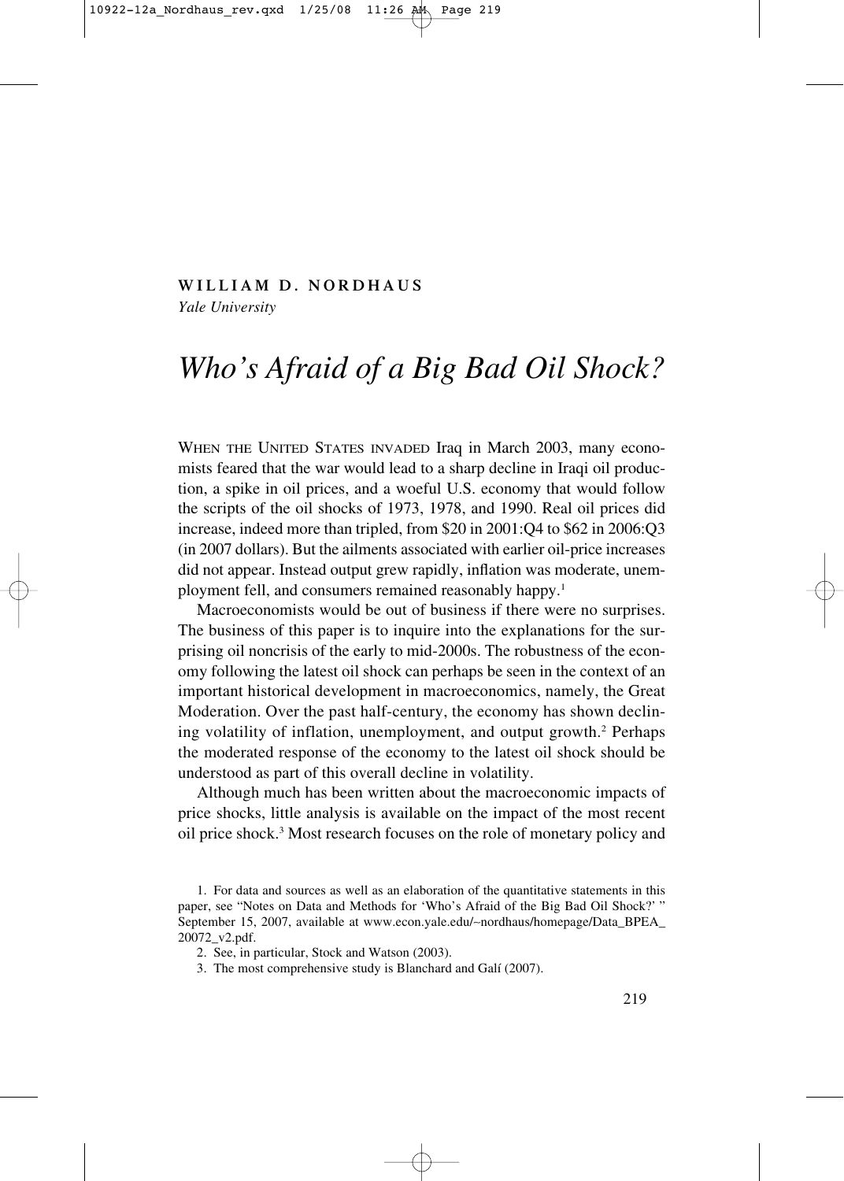**WILLIAM D. NORDHAUS**
*Yale University*

# *Who's Afraid of a Big Bad Oil Shock?*

WHEN THE UNITED STATES INVADED Iraq in March 2003, many economists feared that the war would lead to a sharp decline in Iraqi oil production, a spike in oil prices, and a woeful U.S. economy that would follow the scripts of the oil shocks of 1973, 1978, and 1990. Real oil prices did increase, indeed more than tripled, from $20 in 2001:Q4 to $62 in 2006:Q3 (in 2007 dollars). But the ailments associated with earlier oil-price increases did not appear. Instead output grew rapidly, inflation was moderate, unemployment fell, and consumers remained reasonably happy.[1]

Macroeconomists would be out of business if there were no surprises. The business of this paper is to inquire into the explanations for the surprising oil noncrisis of the early to mid-2000s. The robustness of the economy following the latest oil shock can perhaps be seen in the context of an important historical development in macroeconomics, namely, the Great Moderation. Over the past half-century, the economy has shown declining volatility of inflation, unemployment, and output growth.[2] Perhaps the moderated response of the economy to the latest oil shock should be understood as part of this overall decline in volatility.

Although much has been written about the macroeconomic impacts of price shocks, little analysis is available on the impact of the most recent oil price shock.[3] Most research focuses on the role of monetary policy and

1. For data and sources as well as an elaboration of the quantitative statements in this paper, see "Notes on Data and Methods for 'Who's Afraid of the Big Bad Oil Shock?' " September 15, 2007, available at www.econ.yale.edu/~nordhaus/homepage/Data_BPEA_20072_v2.pdf.

2. See, in particular, Stock and Watson (2003).

3. The most comprehensive study is Blanchard and Galí (2007).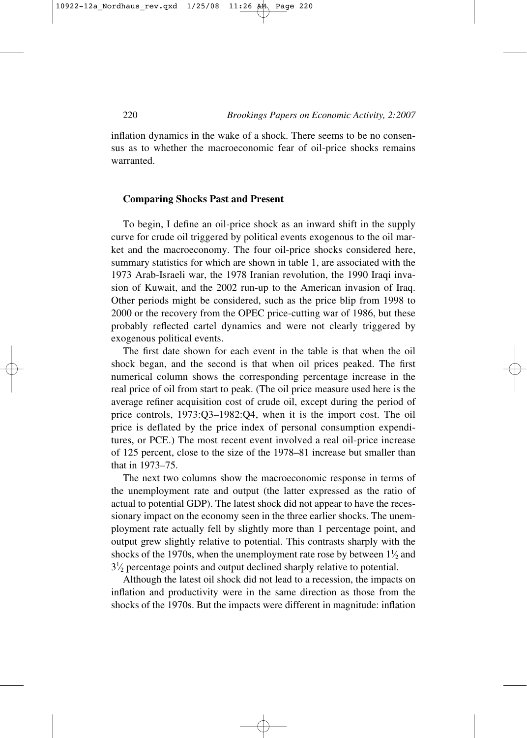inflation dynamics in the wake of a shock. There seems to be no consensus as to whether the macroeconomic fear of oil-price shocks remains warranted.

### Comparing Shocks Past and Present

To begin, I define an oil-price shock as an inward shift in the supply curve for crude oil triggered by political events exogenous to the oil market and the macroeconomy. The four oil-price shocks considered here, summary statistics for which are shown in table 1, are associated with the 1973 Arab-Israeli war, the 1978 Iranian revolution, the 1990 Iraqi invasion of Kuwait, and the 2002 run-up to the American invasion of Iraq. Other periods might be considered, such as the price blip from 1998 to 2000 or the recovery from the OPEC price-cutting war of 1986, but these probably reflected cartel dynamics and were not clearly triggered by exogenous political events.

The first date shown for each event in the table is that when the oil shock began, and the second is that when oil prices peaked. The first numerical column shows the corresponding percentage increase in the real price of oil from start to peak. (The oil price measure used here is the average refiner acquisition cost of crude oil, except during the period of price controls, 1973:Q3–1982:Q4, when it is the import cost. The oil price is deflated by the price index of personal consumption expenditures, or PCE.) The most recent event involved a real oil-price increase of 125 percent, close to the size of the 1978–81 increase but smaller than that in 1973–75.

The next two columns show the macroeconomic response in terms of the unemployment rate and output (the latter expressed as the ratio of actual to potential GDP). The latest shock did not appear to have the recessionary impact on the economy seen in the three earlier shocks. The unemployment rate actually fell by slightly more than 1 percentage point, and output grew slightly relative to potential. This contrasts sharply with the shocks of the 1970s, when the unemployment rate rose by between 1½ and 3½ percentage points and output declined sharply relative to potential.

Although the latest oil shock did not lead to a recession, the impacts on inflation and productivity were in the same direction as those from the shocks of the 1970s. But the impacts were different in magnitude: inflation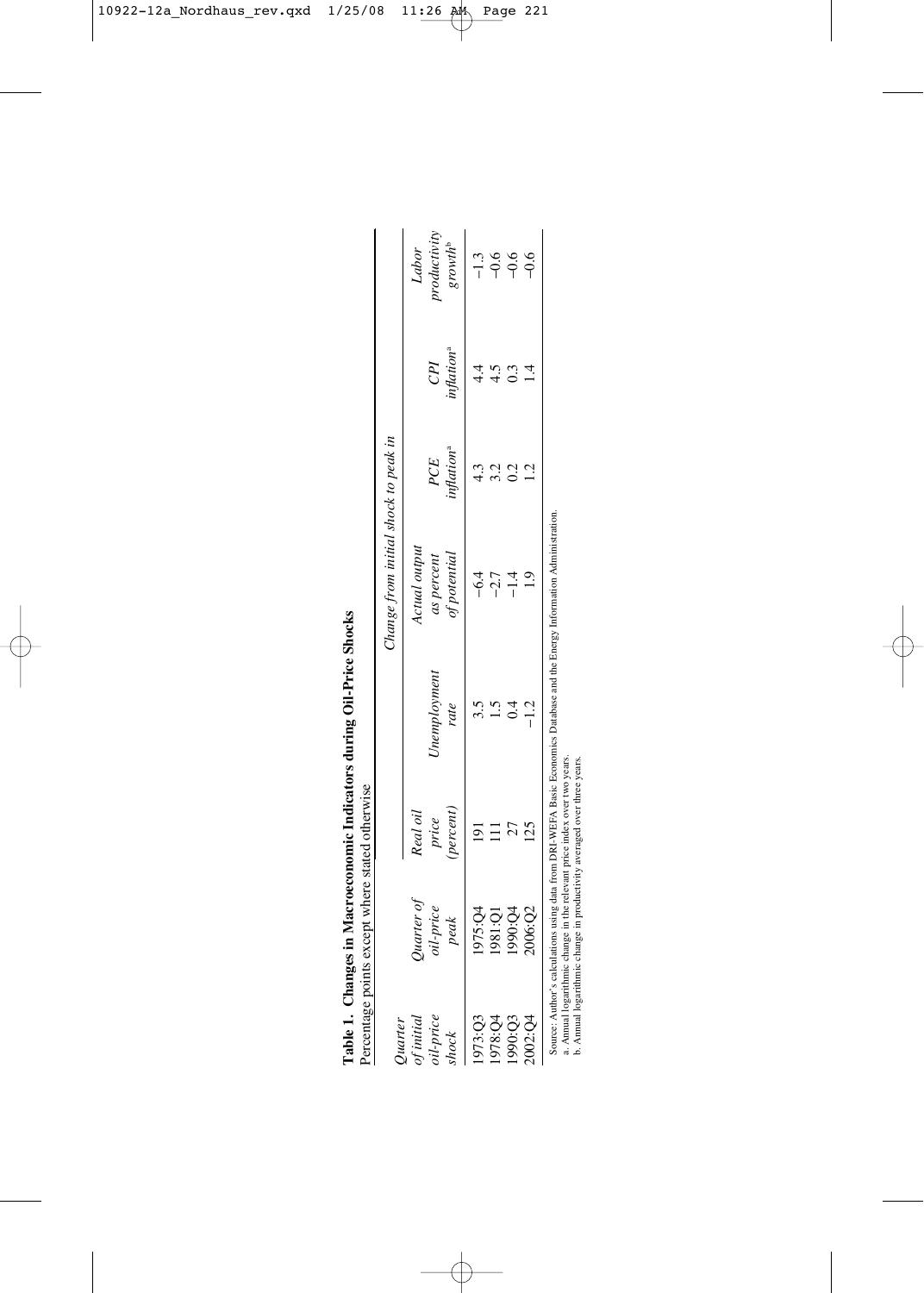**Table 1. Changes in Macroeconomic Indicators during Oil-Price Shocks**
Percentage points except where stated otherwise

| Quarter of initial oil-price shock | Quarter of oil-price peak | Change from initial shock to peak in | | | | | |
|---|---|---|---|---|---|---|---|
| | | Real oil price (percent) | Unemployment rate | Actual output as percent of potential | PCE inflation[a] | CPI inflation[a] | Labor productivity growth[b] |
| 1973:Q3 | 1975:Q4 | 191 | 3.5 | −6.4 | 4.3 | 4.4 | −1.3 |
| 1978:Q4 | 1981:Q1 | 111 | 1.5 | −2.7 | 3.2 | 4.5 | −0.6 |
| 1990:Q3 | 1990:Q4 | 27 | 0.4 | −1.4 | 0.2 | 0.3 | −0.6 |
| 2002:Q4 | 2006:Q2 | 125 | −1.2 | 1.9 | 1.2 | 1.4 | −0.6 |

Source: Author's calculations using data from DRI-WEFA Basic Economics Database and the Energy Information Administration.
a. Annual logarithmic change in the relevant price index over two years.
b. Annual logarithmic change in productivity averaged over three years.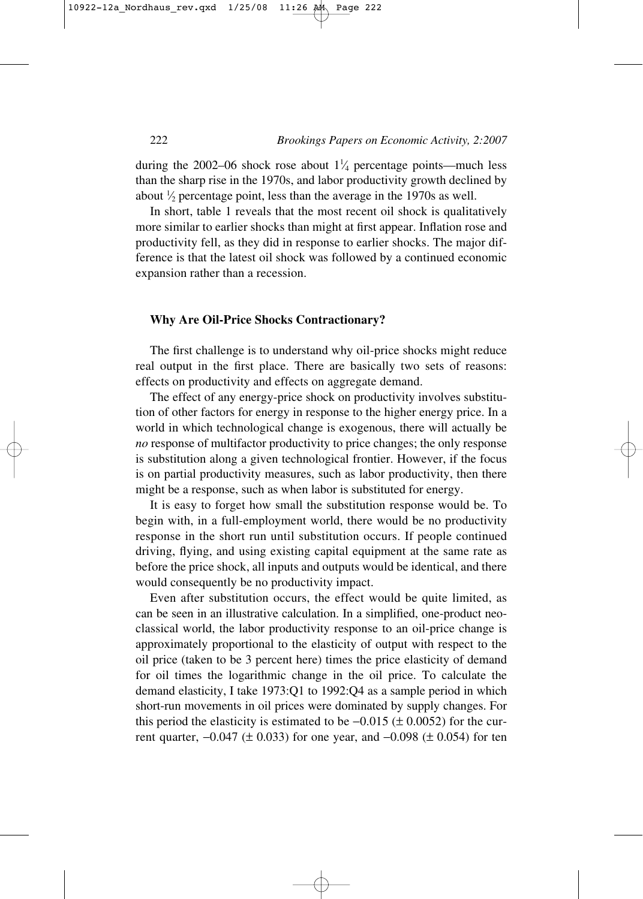during the 2002–06 shock rose about $1\frac{1}{4}$ percentage points—much less than the sharp rise in the 1970s, and labor productivity growth declined by about $\frac{1}{2}$ percentage point, less than the average in the 1970s as well.

In short, table 1 reveals that the most recent oil shock is qualitatively more similar to earlier shocks than might at first appear. Inflation rose and productivity fell, as they did in response to earlier shocks. The major difference is that the latest oil shock was followed by a continued economic expansion rather than a recession.

## Why Are Oil-Price Shocks Contractionary?

The first challenge is to understand why oil-price shocks might reduce real output in the first place. There are basically two sets of reasons: effects on productivity and effects on aggregate demand.

The effect of any energy-price shock on productivity involves substitution of other factors for energy in response to the higher energy price. In a world in which technological change is exogenous, there will actually be *no* response of multifactor productivity to price changes; the only response is substitution along a given technological frontier. However, if the focus is on partial productivity measures, such as labor productivity, then there might be a response, such as when labor is substituted for energy.

It is easy to forget how small the substitution response would be. To begin with, in a full-employment world, there would be no productivity response in the short run until substitution occurs. If people continued driving, flying, and using existing capital equipment at the same rate as before the price shock, all inputs and outputs would be identical, and there would consequently be no productivity impact.

Even after substitution occurs, the effect would be quite limited, as can be seen in an illustrative calculation. In a simplified, one-product neoclassical world, the labor productivity response to an oil-price change is approximately proportional to the elasticity of output with respect to the oil price (taken to be 3 percent here) times the price elasticity of demand for oil times the logarithmic change in the oil price. To calculate the demand elasticity, I take 1973:Q1 to 1992:Q4 as a sample period in which short-run movements in oil prices were dominated by supply changes. For this period the elasticity is estimated to be $-0.015$ ($\pm$ 0.0052) for the current quarter, $-0.047$ ($\pm$ 0.033) for one year, and $-0.098$ ($\pm$ 0.054) for ten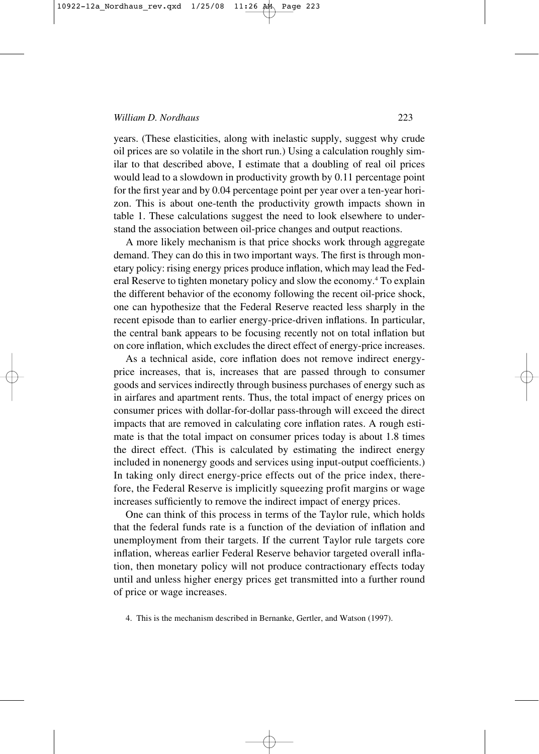years. (These elasticities, along with inelastic supply, suggest why crude oil prices are so volatile in the short run.) Using a calculation roughly similar to that described above, I estimate that a doubling of real oil prices would lead to a slowdown in productivity growth by 0.11 percentage point for the first year and by 0.04 percentage point per year over a ten-year horizon. This is about one-tenth the productivity growth impacts shown in table 1. These calculations suggest the need to look elsewhere to understand the association between oil-price changes and output reactions.

A more likely mechanism is that price shocks work through aggregate demand. They can do this in two important ways. The first is through monetary policy: rising energy prices produce inflation, which may lead the Federal Reserve to tighten monetary policy and slow the economy.[4] To explain the different behavior of the economy following the recent oil-price shock, one can hypothesize that the Federal Reserve reacted less sharply in the recent episode than to earlier energy-price-driven inflations. In particular, the central bank appears to be focusing recently not on total inflation but on core inflation, which excludes the direct effect of energy-price increases.

As a technical aside, core inflation does not remove indirect energy-price increases, that is, increases that are passed through to consumer goods and services indirectly through business purchases of energy such as in airfares and apartment rents. Thus, the total impact of energy prices on consumer prices with dollar-for-dollar pass-through will exceed the direct impacts that are removed in calculating core inflation rates. A rough estimate is that the total impact on consumer prices today is about 1.8 times the direct effect. (This is calculated by estimating the indirect energy included in nonenergy goods and services using input-output coefficients.) In taking only direct energy-price effects out of the price index, therefore, the Federal Reserve is implicitly squeezing profit margins or wage increases sufficiently to remove the indirect impact of energy prices.

One can think of this process in terms of the Taylor rule, which holds that the federal funds rate is a function of the deviation of inflation and unemployment from their targets. If the current Taylor rule targets core inflation, whereas earlier Federal Reserve behavior targeted overall inflation, then monetary policy will not produce contractionary effects today until and unless higher energy prices get transmitted into a further round of price or wage increases.

4. This is the mechanism described in Bernanke, Gertler, and Watson (1997).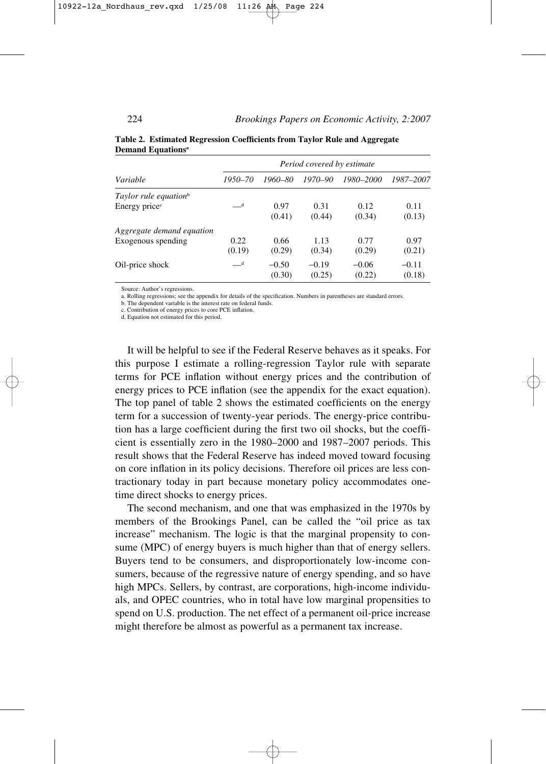**Table 2. Estimated Regression Coefficients from Taylor Rule and Aggregate Demand Equations[a]**

| | Period covered by estimate | | | | |
|---|---|---|---|---|---|
| Variable | 1950–70 | 1960–80 | 1970–90 | 1980–2000 | 1987–2007 |
| *Taylor rule equation*[b] | | | | | |
| Energy price[c] | —[d] | 0.97 (0.41) | 0.31 (0.44) | 0.12 (0.34) | 0.11 (0.13) |
| *Aggregate demand equation* | | | | | |
| Exogenous spending | 0.22 (0.19) | 0.66 (0.29) | 1.13 (0.34) | 0.77 (0.29) | 0.97 (0.21) |
| Oil-price shock | —[d] | −0.50 (0.30) | −0.19 (0.25) | −0.06 (0.22) | −0.11 (0.18) |

Source: Author's regressions.

a. Rolling regressions; see the appendix for details of the specification. Numbers in parentheses are standard errors.

b. The dependent variable is the interest rate on federal funds.

c. Contribution of energy prices to core PCE inflation.

d. Equation not estimated for this period.

It will be helpful to see if the Federal Reserve behaves as it speaks. For this purpose I estimate a rolling-regression Taylor rule with separate terms for PCE inflation without energy prices and the contribution of energy prices to PCE inflation (see the appendix for the exact equation). The top panel of table 2 shows the estimated coefficients on the energy term for a succession of twenty-year periods. The energy-price contribution has a large coefficient during the first two oil shocks, but the coefficient is essentially zero in the 1980–2000 and 1987–2007 periods. This result shows that the Federal Reserve has indeed moved toward focusing on core inflation in its policy decisions. Therefore oil prices are less contractionary today in part because monetary policy accommodates one-time direct shocks to energy prices.

The second mechanism, and one that was emphasized in the 1970s by members of the Brookings Panel, can be called the "oil price as tax increase" mechanism. The logic is that the marginal propensity to consume (MPC) of energy buyers is much higher than that of energy sellers. Buyers tend to be consumers, and disproportionately low-income consumers, because of the regressive nature of energy spending, and so have high MPCs. Sellers, by contrast, are corporations, high-income individuals, and OPEC countries, who in total have low marginal propensities to spend on U.S. production. The net effect of a permanent oil-price increase might therefore be almost as powerful as a permanent tax increase.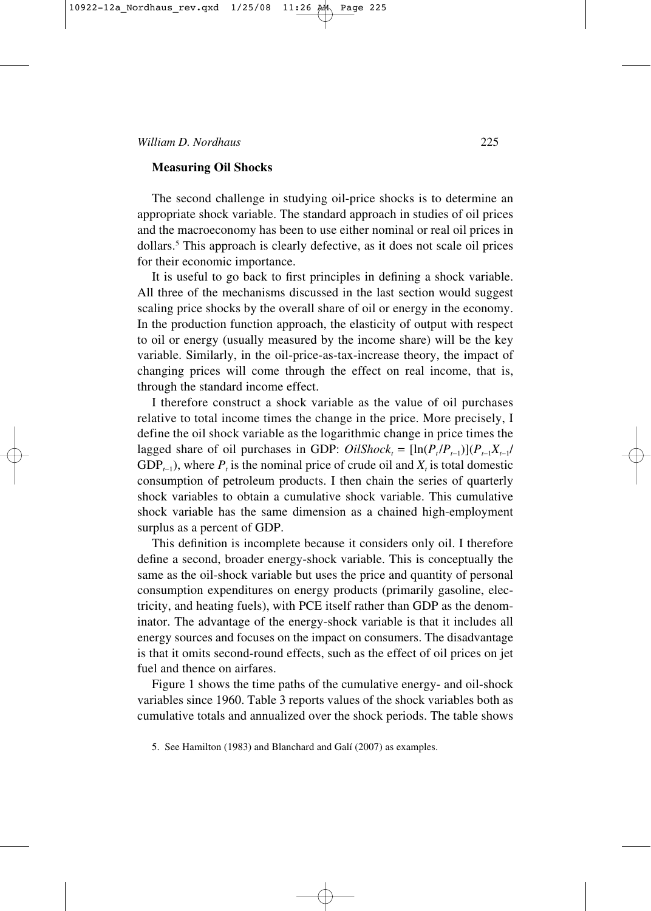### Measuring Oil Shocks

The second challenge in studying oil-price shocks is to determine an appropriate shock variable. The standard approach in studies of oil prices and the macroeconomy has been to use either nominal or real oil prices in dollars.[5] This approach is clearly defective, as it does not scale oil prices for their economic importance.

It is useful to go back to first principles in defining a shock variable. All three of the mechanisms discussed in the last section would suggest scaling price shocks by the overall share of oil or energy in the economy. In the production function approach, the elasticity of output with respect to oil or energy (usually measured by the income share) will be the key variable. Similarly, in the oil-price-as-tax-increase theory, the impact of changing prices will come through the effect on real income, that is, through the standard income effect.

I therefore construct a shock variable as the value of oil purchases relative to total income times the change in the price. More precisely, I define the oil shock variable as the logarithmic change in price times the lagged share of oil purchases in GDP: $OilShock_t = [\ln(P_t/P_{t-1})](P_{t-1}X_{t-1}/\mathrm{GDP}_{t-1})$, where $P_t$ is the nominal price of crude oil and $X_t$ is total domestic consumption of petroleum products. I then chain the series of quarterly shock variables to obtain a cumulative shock variable. This cumulative shock variable has the same dimension as a chained high-employment surplus as a percent of GDP.

This definition is incomplete because it considers only oil. I therefore define a second, broader energy-shock variable. This is conceptually the same as the oil-shock variable but uses the price and quantity of personal consumption expenditures on energy products (primarily gasoline, electricity, and heating fuels), with PCE itself rather than GDP as the denominator. The advantage of the energy-shock variable is that it includes all energy sources and focuses on the impact on consumers. The disadvantage is that it omits second-round effects, such as the effect of oil prices on jet fuel and thence on airfares.

Figure 1 shows the time paths of the cumulative energy- and oil-shock variables since 1960. Table 3 reports values of the shock variables both as cumulative totals and annualized over the shock periods. The table shows

5. See Hamilton (1983) and Blanchard and Galí (2007) as examples.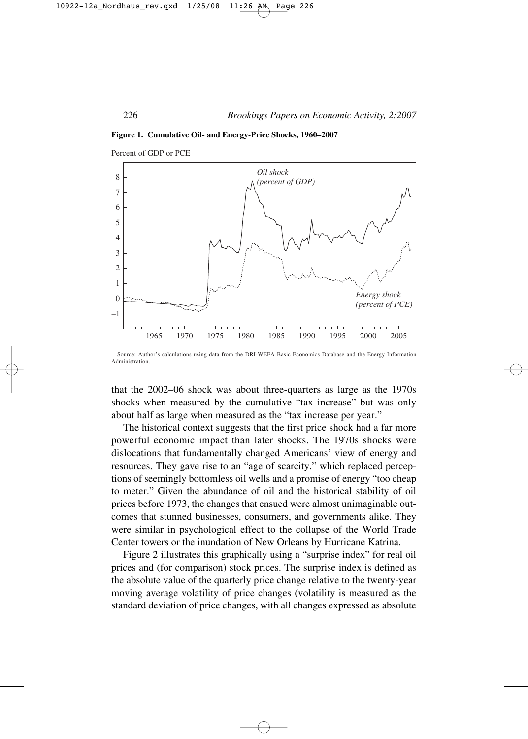**Figure 1. Cumulative Oil- and Energy-Price Shocks, 1960–2007**

Source: Author's calculations using data from the DRI-WEFA Basic Economics Database and the Energy Information Administration.

that the 2002–06 shock was about three-quarters as large as the 1970s shocks when measured by the cumulative "tax increase" but was only about half as large when measured as the "tax increase per year."

The historical context suggests that the first price shock had a far more powerful economic impact than later shocks. The 1970s shocks were dislocations that fundamentally changed Americans' view of energy and resources. They gave rise to an "age of scarcity," which replaced perceptions of seemingly bottomless oil wells and a promise of energy "too cheap to meter." Given the abundance of oil and the historical stability of oil prices before 1973, the changes that ensued were almost unimaginable outcomes that stunned businesses, consumers, and governments alike. They were similar in psychological effect to the collapse of the World Trade Center towers or the inundation of New Orleans by Hurricane Katrina.

Figure 2 illustrates this graphically using a "surprise index" for real oil prices and (for comparison) stock prices. The surprise index is defined as the absolute value of the quarterly price change relative to the twenty-year moving average volatility of price changes (volatility is measured as the standard deviation of price changes, with all changes expressed as absolute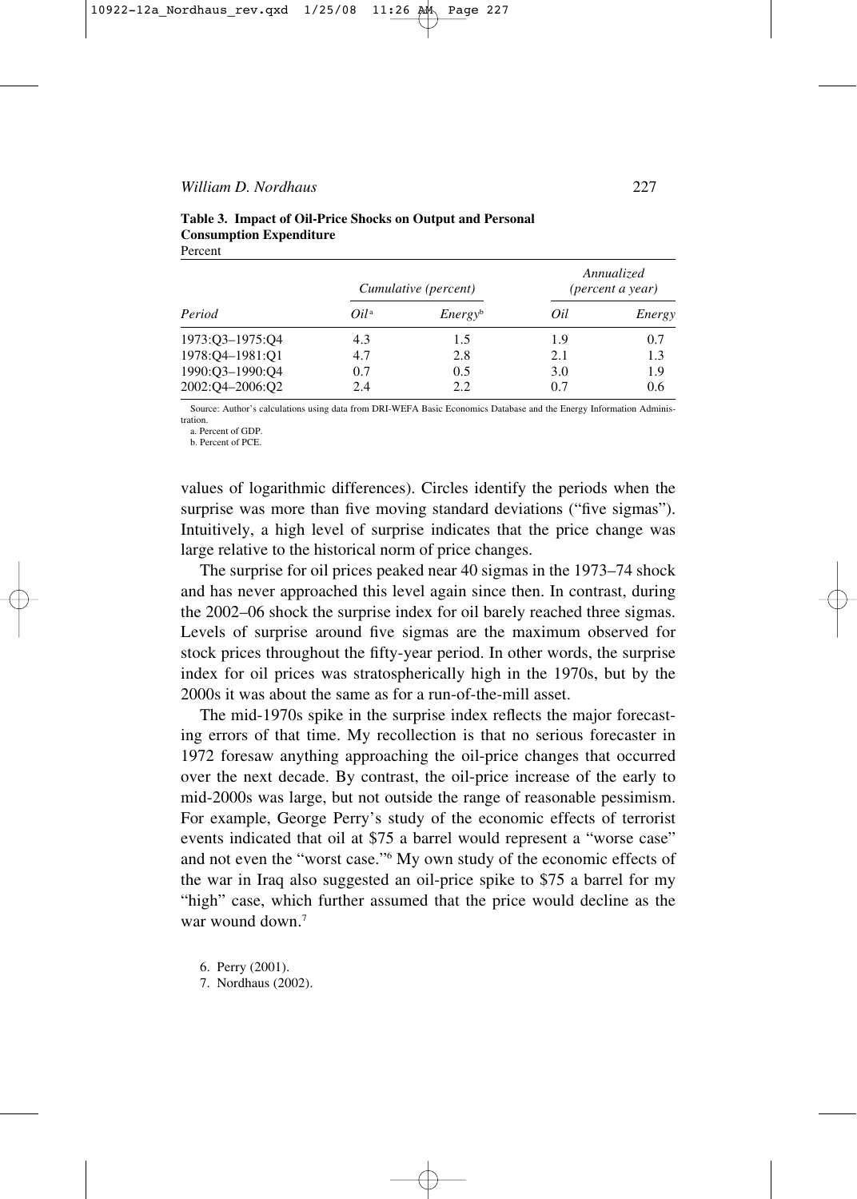**Table 3. Impact of Oil-Price Shocks on Output and Personal Consumption Expenditure**

Percent

| Period | Cumulative (percent) | | Annualized (percent a year) | |
|---|---|---|---|---|
| | Oil[a] | Energy[b] | Oil | Energy |
| 1973:Q3–1975:Q4 | 4.3 | 1.5 | 1.9 | 0.7 |
| 1978:Q4–1981:Q1 | 4.7 | 2.8 | 2.1 | 1.3 |
| 1990:Q3–1990:Q4 | 0.7 | 0.5 | 3.0 | 1.9 |
| 2002:Q4–2006:Q2 | 2.4 | 2.2 | 0.7 | 0.6 |

Source: Author's calculations using data from DRI-WEFA Basic Economics Database and the Energy Information Administration.

a. Percent of GDP.

b. Percent of PCE.

values of logarithmic differences). Circles identify the periods when the surprise was more than five moving standard deviations ("five sigmas"). Intuitively, a high level of surprise indicates that the price change was large relative to the historical norm of price changes.

The surprise for oil prices peaked near 40 sigmas in the 1973–74 shock and has never approached this level again since then. In contrast, during the 2002–06 shock the surprise index for oil barely reached three sigmas. Levels of surprise around five sigmas are the maximum observed for stock prices throughout the fifty-year period. In other words, the surprise index for oil prices was stratospherically high in the 1970s, but by the 2000s it was about the same as for a run-of-the-mill asset.

The mid-1970s spike in the surprise index reflects the major forecasting errors of that time. My recollection is that no serious forecaster in 1972 foresaw anything approaching the oil-price changes that occurred over the next decade. By contrast, the oil-price increase of the early to mid-2000s was large, but not outside the range of reasonable pessimism. For example, George Perry's study of the economic effects of terrorist events indicated that oil at $75 a barrel would represent a "worse case" and not even the "worst case."[6] My own study of the economic effects of the war in Iraq also suggested an oil-price spike to $75 a barrel for my "high" case, which further assumed that the price would decline as the war wound down.[7]

6. Perry (2001).

7. Nordhaus (2002).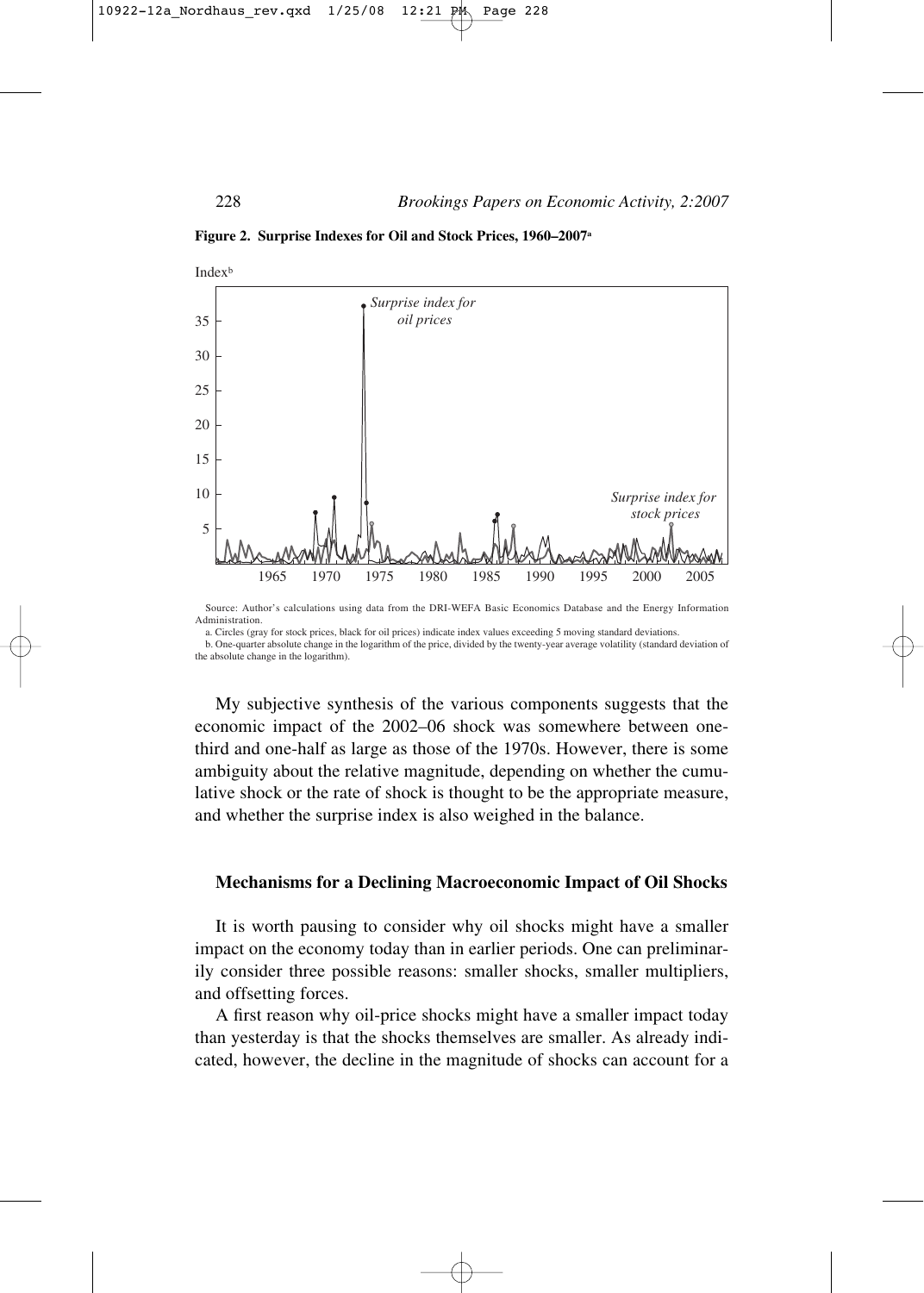**Figure 2. Surprise Indexes for Oil and Stock Prices, 1960–2007[a]**

Source: Author's calculations using data from the DRI-WEFA Basic Economics Database and the Energy Information Administration.

a. Circles (gray for stock prices, black for oil prices) indicate index values exceeding 5 moving standard deviations.

b. One-quarter absolute change in the logarithm of the price, divided by the twenty-year average volatility (standard deviation of the absolute change in the logarithm).

My subjective synthesis of the various components suggests that the economic impact of the 2002–06 shock was somewhere between one-third and one-half as large as those of the 1970s. However, there is some ambiguity about the relative magnitude, depending on whether the cumulative shock or the rate of shock is thought to be the appropriate measure, and whether the surprise index is also weighed in the balance.

## Mechanisms for a Declining Macroeconomic Impact of Oil Shocks

It is worth pausing to consider why oil shocks might have a smaller impact on the economy today than in earlier periods. One can preliminarily consider three possible reasons: smaller shocks, smaller multipliers, and offsetting forces.

A first reason why oil-price shocks might have a smaller impact today than yesterday is that the shocks themselves are smaller. As already indicated, however, the decline in the magnitude of shocks can account for a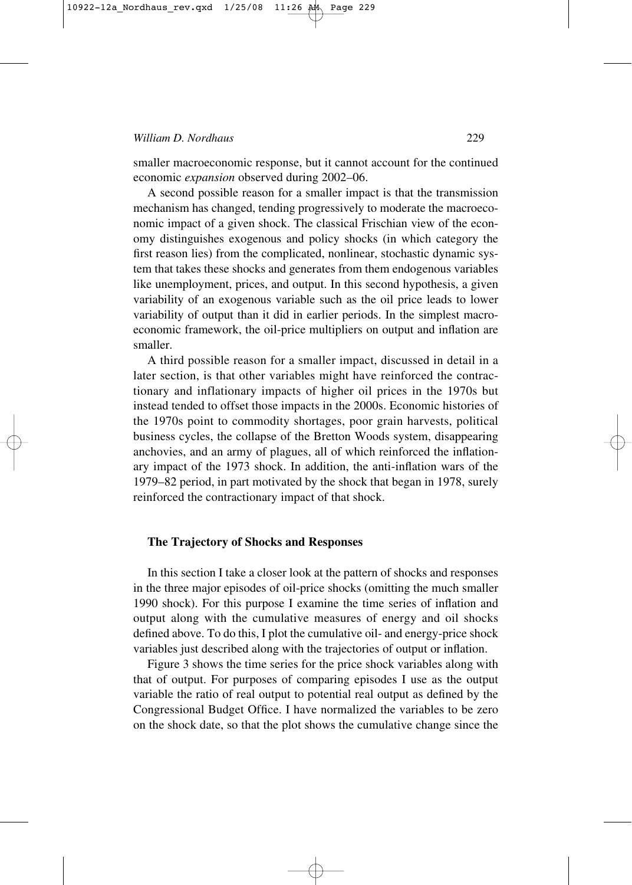smaller macroeconomic response, but it cannot account for the continued economic *expansion* observed during 2002–06.

A second possible reason for a smaller impact is that the transmission mechanism has changed, tending progressively to moderate the macroeconomic impact of a given shock. The classical Frischian view of the economy distinguishes exogenous and policy shocks (in which category the first reason lies) from the complicated, nonlinear, stochastic dynamic system that takes these shocks and generates from them endogenous variables like unemployment, prices, and output. In this second hypothesis, a given variability of an exogenous variable such as the oil price leads to lower variability of output than it did in earlier periods. In the simplest macroeconomic framework, the oil-price multipliers on output and inflation are smaller.

A third possible reason for a smaller impact, discussed in detail in a later section, is that other variables might have reinforced the contractionary and inflationary impacts of higher oil prices in the 1970s but instead tended to offset those impacts in the 2000s. Economic histories of the 1970s point to commodity shortages, poor grain harvests, political business cycles, the collapse of the Bretton Woods system, disappearing anchovies, and an army of plagues, all of which reinforced the inflationary impact of the 1973 shock. In addition, the anti-inflation wars of the 1979–82 period, in part motivated by the shock that began in 1978, surely reinforced the contractionary impact of that shock.

### The Trajectory of Shocks and Responses

In this section I take a closer look at the pattern of shocks and responses in the three major episodes of oil-price shocks (omitting the much smaller 1990 shock). For this purpose I examine the time series of inflation and output along with the cumulative measures of energy and oil shocks defined above. To do this, I plot the cumulative oil- and energy-price shock variables just described along with the trajectories of output or inflation.

Figure 3 shows the time series for the price shock variables along with that of output. For purposes of comparing episodes I use as the output variable the ratio of real output to potential real output as defined by the Congressional Budget Office. I have normalized the variables to be zero on the shock date, so that the plot shows the cumulative change since the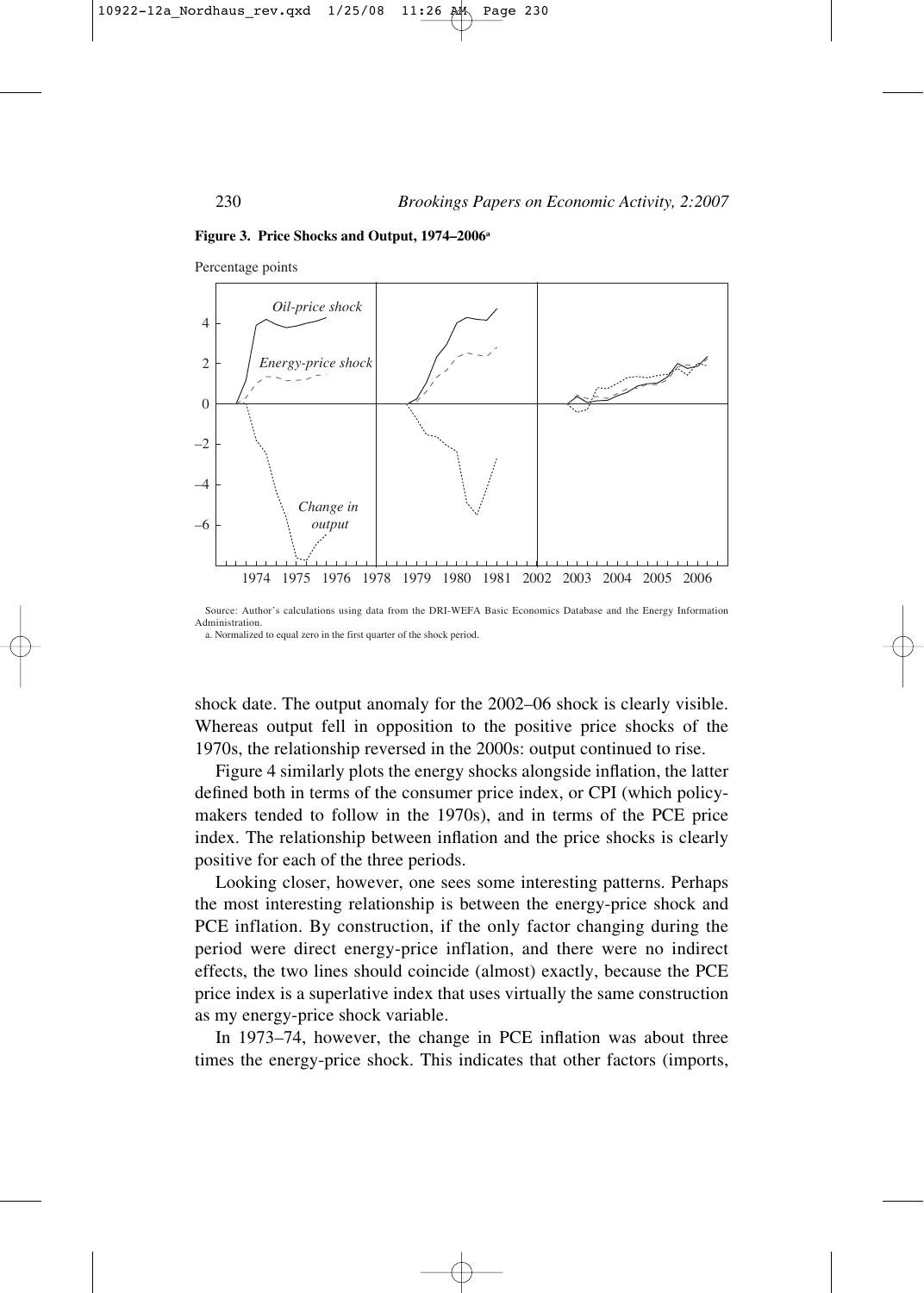**Figure 3. Price Shocks and Output, 1974–2006**[a]

Source: Author's calculations using data from the DRI-WEFA Basic Economics Database and the Energy Information Administration.

a. Normalized to equal zero in the first quarter of the shock period.

shock date. The output anomaly for the 2002–06 shock is clearly visible. Whereas output fell in opposition to the positive price shocks of the 1970s, the relationship reversed in the 2000s: output continued to rise.

Figure 4 similarly plots the energy shocks alongside inflation, the latter defined both in terms of the consumer price index, or CPI (which policymakers tended to follow in the 1970s), and in terms of the PCE price index. The relationship between inflation and the price shocks is clearly positive for each of the three periods.

Looking closer, however, one sees some interesting patterns. Perhaps the most interesting relationship is between the energy-price shock and PCE inflation. By construction, if the only factor changing during the period were direct energy-price inflation, and there were no indirect effects, the two lines should coincide (almost) exactly, because the PCE price index is a superlative index that uses virtually the same construction as my energy-price shock variable.

In 1973–74, however, the change in PCE inflation was about three times the energy-price shock. This indicates that other factors (imports,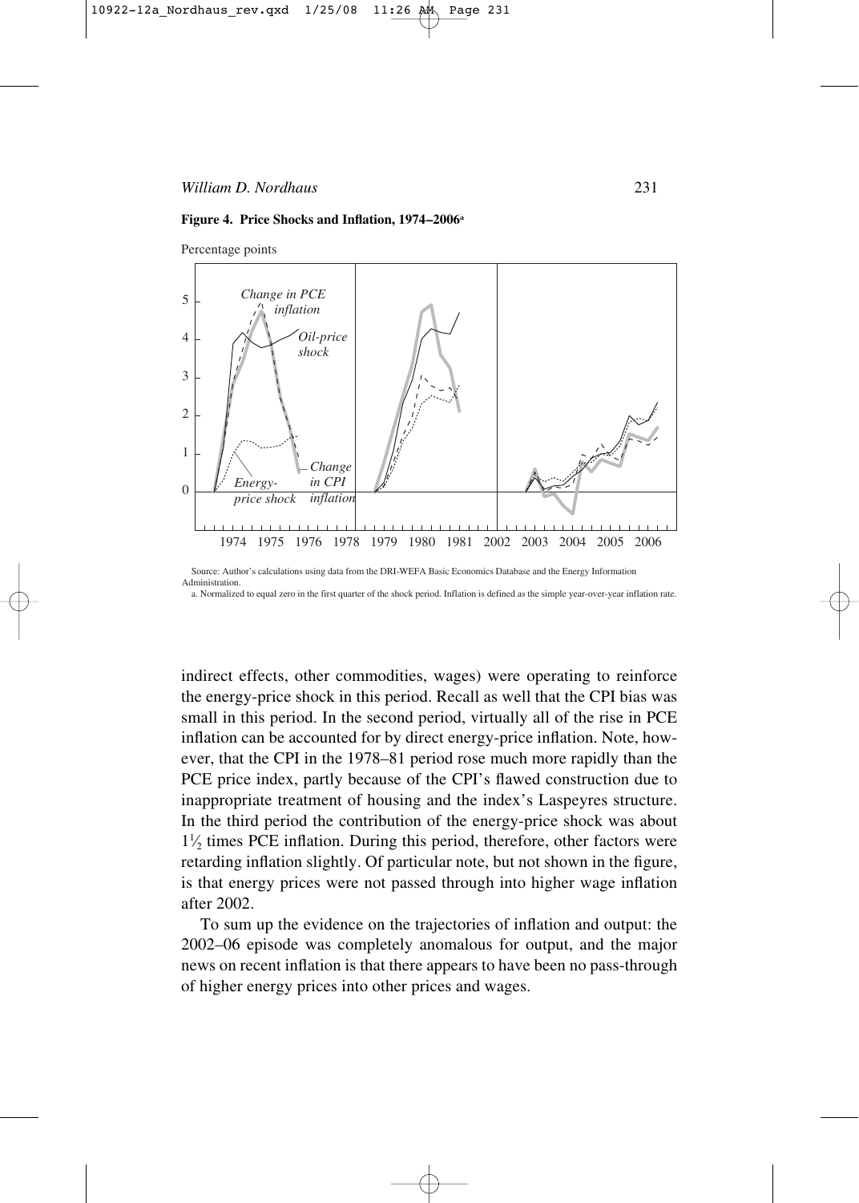**Figure 4. Price Shocks and Inflation, 1974–2006[a]**

Source: Author's calculations using data from the DRI-WEFA Basic Economics Database and the Energy Information Administration.

a. Normalized to equal zero in the first quarter of the shock period. Inflation is defined as the simple year-over-year inflation rate.

indirect effects, other commodities, wages) were operating to reinforce the energy-price shock in this period. Recall as well that the CPI bias was small in this period. In the second period, virtually all of the rise in PCE inflation can be accounted for by direct energy-price inflation. Note, however, that the CPI in the 1978–81 period rose much more rapidly than the PCE price index, partly because of the CPI's flawed construction due to inappropriate treatment of housing and the index's Laspeyres structure. In the third period the contribution of the energy-price shock was about $1\frac{1}{2}$ times PCE inflation. During this period, therefore, other factors were retarding inflation slightly. Of particular note, but not shown in the figure, is that energy prices were not passed through into higher wage inflation after 2002.

To sum up the evidence on the trajectories of inflation and output: the 2002–06 episode was completely anomalous for output, and the major news on recent inflation is that there appears to have been no pass-through of higher energy prices into other prices and wages.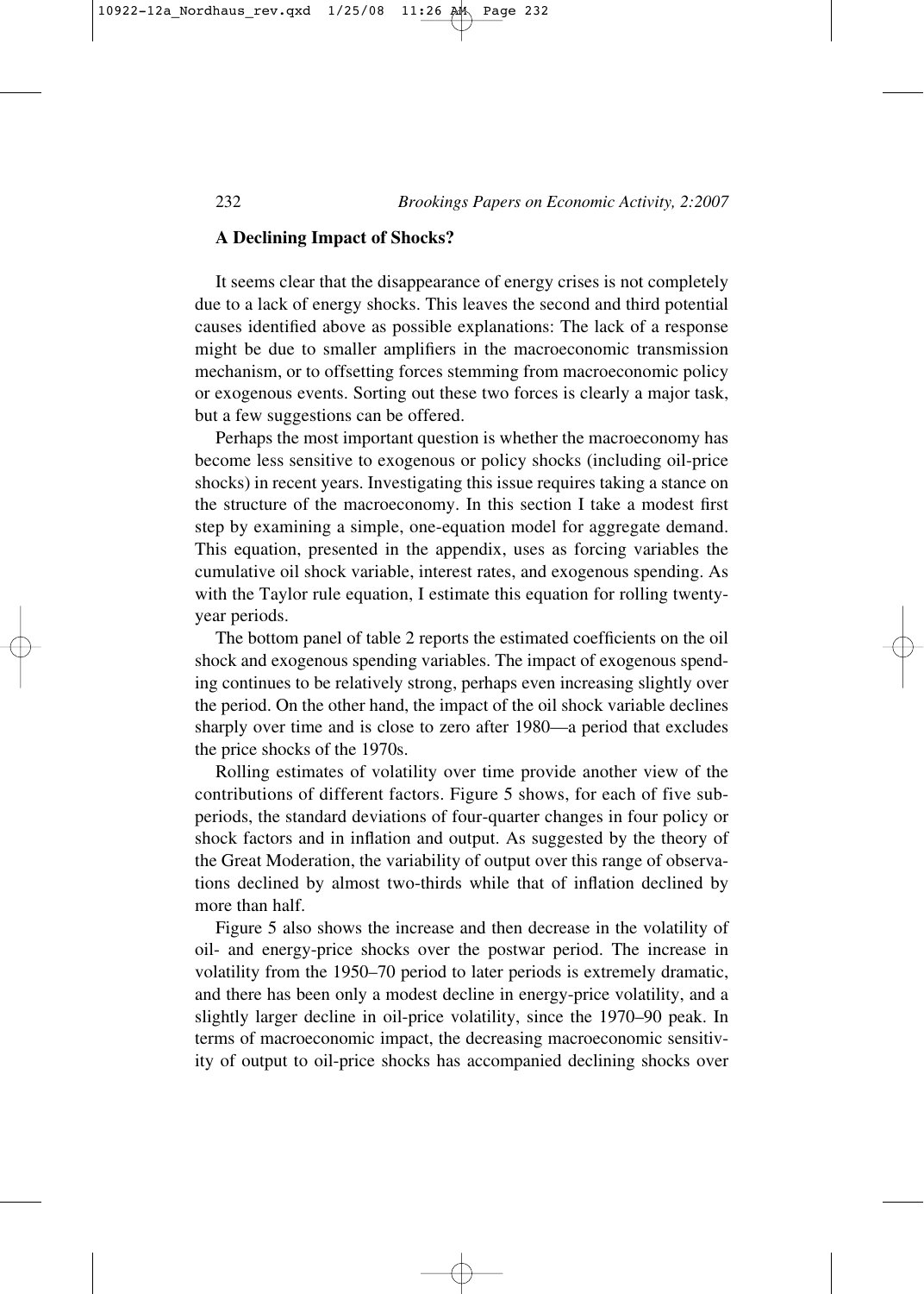### A Declining Impact of Shocks?

It seems clear that the disappearance of energy crises is not completely due to a lack of energy shocks. This leaves the second and third potential causes identified above as possible explanations: The lack of a response might be due to smaller amplifiers in the macroeconomic transmission mechanism, or to offsetting forces stemming from macroeconomic policy or exogenous events. Sorting out these two forces is clearly a major task, but a few suggestions can be offered.

Perhaps the most important question is whether the macroeconomy has become less sensitive to exogenous or policy shocks (including oil-price shocks) in recent years. Investigating this issue requires taking a stance on the structure of the macroeconomy. In this section I take a modest first step by examining a simple, one-equation model for aggregate demand. This equation, presented in the appendix, uses as forcing variables the cumulative oil shock variable, interest rates, and exogenous spending. As with the Taylor rule equation, I estimate this equation for rolling twenty-year periods.

The bottom panel of table 2 reports the estimated coefficients on the oil shock and exogenous spending variables. The impact of exogenous spending continues to be relatively strong, perhaps even increasing slightly over the period. On the other hand, the impact of the oil shock variable declines sharply over time and is close to zero after 1980—a period that excludes the price shocks of the 1970s.

Rolling estimates of volatility over time provide another view of the contributions of different factors. Figure 5 shows, for each of five subperiods, the standard deviations of four-quarter changes in four policy or shock factors and in inflation and output. As suggested by the theory of the Great Moderation, the variability of output over this range of observations declined by almost two-thirds while that of inflation declined by more than half.

Figure 5 also shows the increase and then decrease in the volatility of oil- and energy-price shocks over the postwar period. The increase in volatility from the 1950–70 period to later periods is extremely dramatic, and there has been only a modest decline in energy-price volatility, and a slightly larger decline in oil-price volatility, since the 1970–90 peak. In terms of macroeconomic impact, the decreasing macroeconomic sensitivity of output to oil-price shocks has accompanied declining shocks over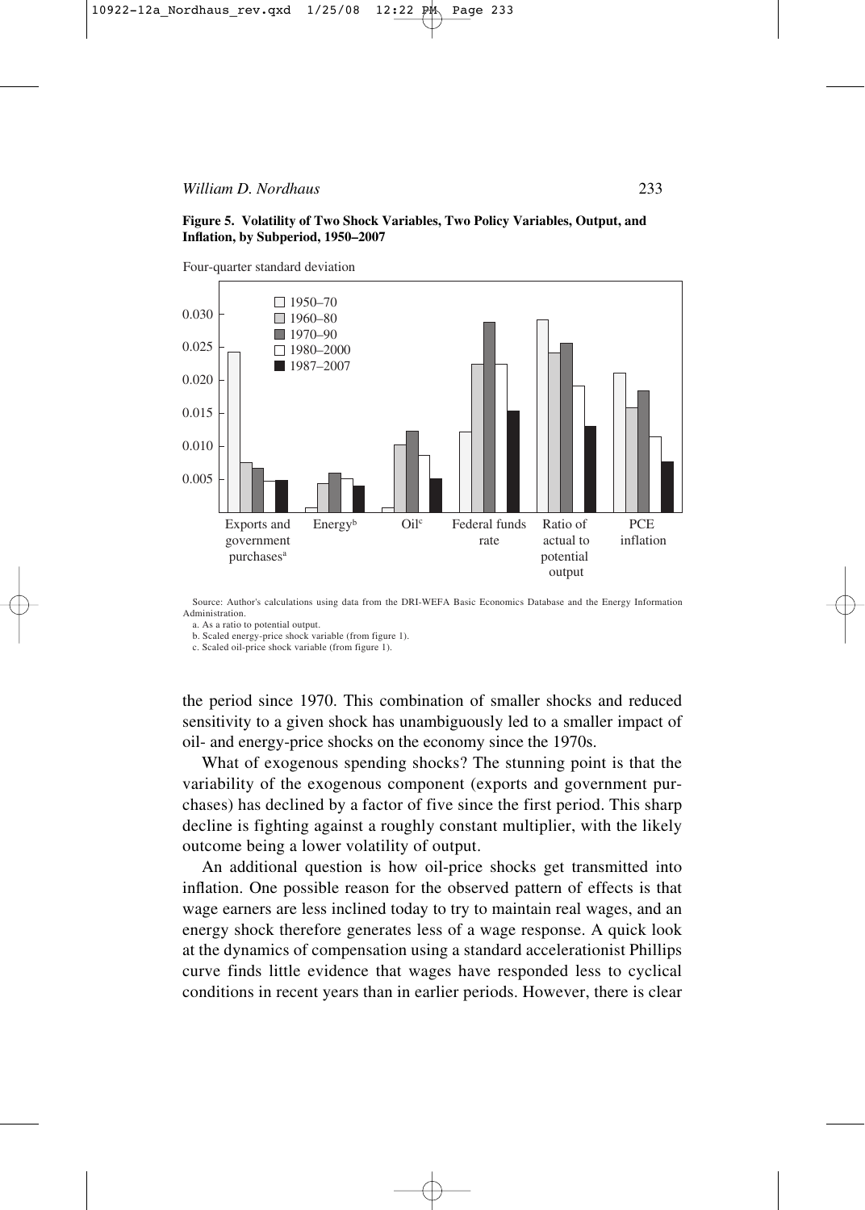**Figure 5. Volatility of Two Shock Variables, Two Policy Variables, Output, and Inflation, by Subperiod, 1950–2007**

Four-quarter standard deviation

Source: Author's calculations using data from the DRI-WEFA Basic Economics Database and the Energy Information Administration.

a. As a ratio to potential output.

b. Scaled energy-price shock variable (from figure 1).

c. Scaled oil-price shock variable (from figure 1).

the period since 1970. This combination of smaller shocks and reduced sensitivity to a given shock has unambiguously led to a smaller impact of oil- and energy-price shocks on the economy since the 1970s.

What of exogenous spending shocks? The stunning point is that the variability of the exogenous component (exports and government purchases) has declined by a factor of five since the first period. This sharp decline is fighting against a roughly constant multiplier, with the likely outcome being a lower volatility of output.

An additional question is how oil-price shocks get transmitted into inflation. One possible reason for the observed pattern of effects is that wage earners are less inclined today to try to maintain real wages, and an energy shock therefore generates less of a wage response. A quick look at the dynamics of compensation using a standard accelerationist Phillips curve finds little evidence that wages have responded less to cyclical conditions in recent years than in earlier periods. However, there is clear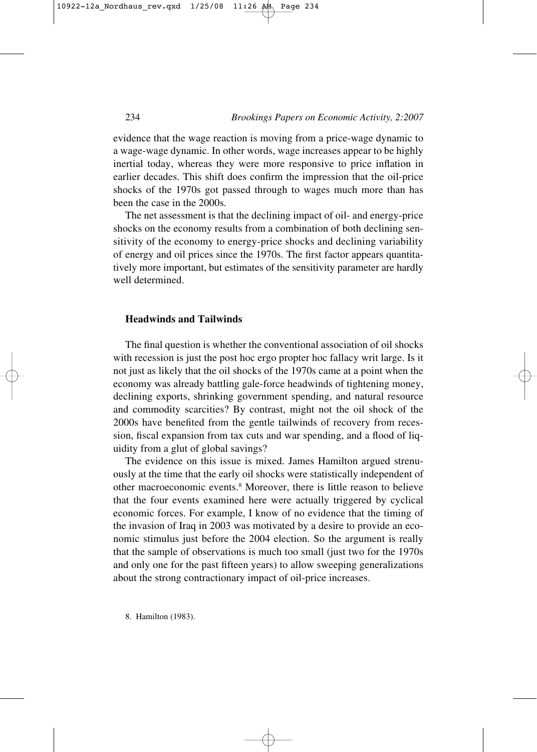evidence that the wage reaction is moving from a price-wage dynamic to a wage-wage dynamic. In other words, wage increases appear to be highly inertial today, whereas they were more responsive to price inflation in earlier decades. This shift does confirm the impression that the oil-price shocks of the 1970s got passed through to wages much more than has been the case in the 2000s.

The net assessment is that the declining impact of oil- and energy-price shocks on the economy results from a combination of both declining sensitivity of the economy to energy-price shocks and declining variability of energy and oil prices since the 1970s. The first factor appears quantitatively more important, but estimates of the sensitivity parameter are hardly well determined.

## Headwinds and Tailwinds

The final question is whether the conventional association of oil shocks with recession is just the post hoc ergo propter hoc fallacy writ large. Is it not just as likely that the oil shocks of the 1970s came at a point when the economy was already battling gale-force headwinds of tightening money, declining exports, shrinking government spending, and natural resource and commodity scarcities? By contrast, might not the oil shock of the 2000s have benefited from the gentle tailwinds of recovery from recession, fiscal expansion from tax cuts and war spending, and a flood of liquidity from a glut of global savings?

The evidence on this issue is mixed. James Hamilton argued strenuously at the time that the early oil shocks were statistically independent of other macroeconomic events.[8] Moreover, there is little reason to believe that the four events examined here were actually triggered by cyclical economic forces. For example, I know of no evidence that the timing of the invasion of Iraq in 2003 was motivated by a desire to provide an economic stimulus just before the 2004 election. So the argument is really that the sample of observations is much too small (just two for the 1970s and only one for the past fifteen years) to allow sweeping generalizations about the strong contractionary impact of oil-price increases.

8. Hamilton (1983).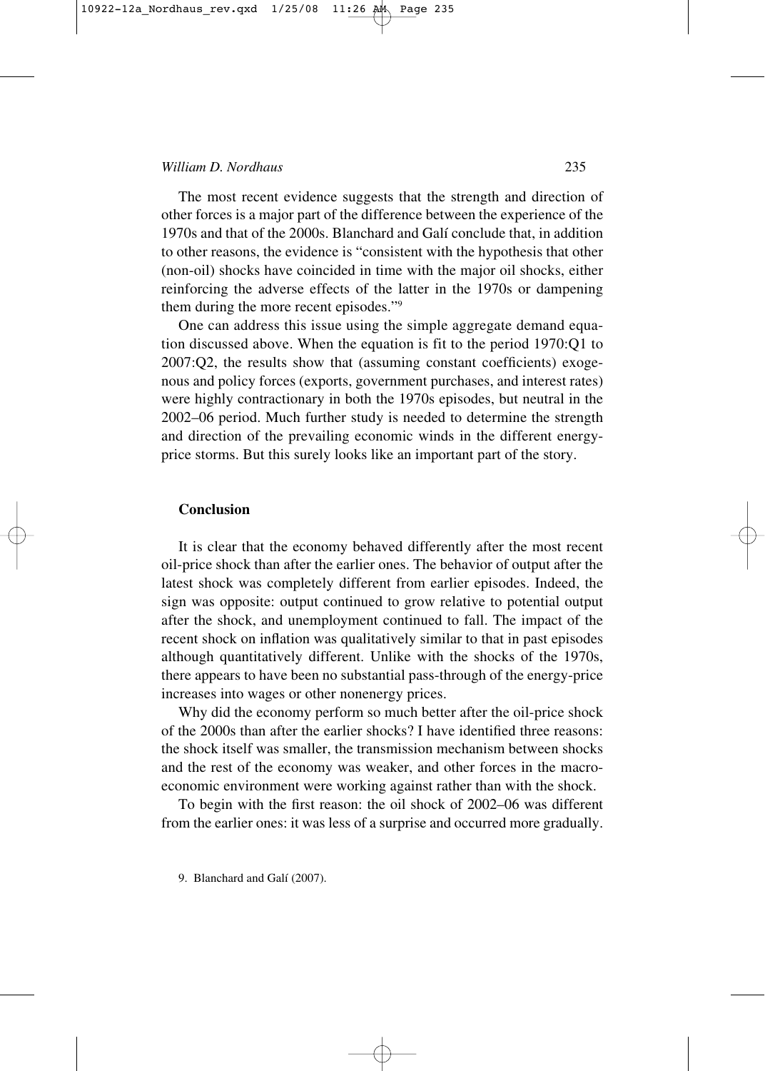The most recent evidence suggests that the strength and direction of other forces is a major part of the difference between the experience of the 1970s and that of the 2000s. Blanchard and Galí conclude that, in addition to other reasons, the evidence is "consistent with the hypothesis that other (non-oil) shocks have coincided in time with the major oil shocks, either reinforcing the adverse effects of the latter in the 1970s or dampening them during the more recent episodes."[9]

One can address this issue using the simple aggregate demand equation discussed above. When the equation is fit to the period 1970:Q1 to 2007:Q2, the results show that (assuming constant coefficients) exogenous and policy forces (exports, government purchases, and interest rates) were highly contractionary in both the 1970s episodes, but neutral in the 2002–06 period. Much further study is needed to determine the strength and direction of the prevailing economic winds in the different energy-price storms. But this surely looks like an important part of the story.

## Conclusion

It is clear that the economy behaved differently after the most recent oil-price shock than after the earlier ones. The behavior of output after the latest shock was completely different from earlier episodes. Indeed, the sign was opposite: output continued to grow relative to potential output after the shock, and unemployment continued to fall. The impact of the recent shock on inflation was qualitatively similar to that in past episodes although quantitatively different. Unlike with the shocks of the 1970s, there appears to have been no substantial pass-through of the energy-price increases into wages or other nonenergy prices.

Why did the economy perform so much better after the oil-price shock of the 2000s than after the earlier shocks? I have identified three reasons: the shock itself was smaller, the transmission mechanism between shocks and the rest of the economy was weaker, and other forces in the macroeconomic environment were working against rather than with the shock.

To begin with the first reason: the oil shock of 2002–06 was different from the earlier ones: it was less of a surprise and occurred more gradually.

9. Blanchard and Galí (2007).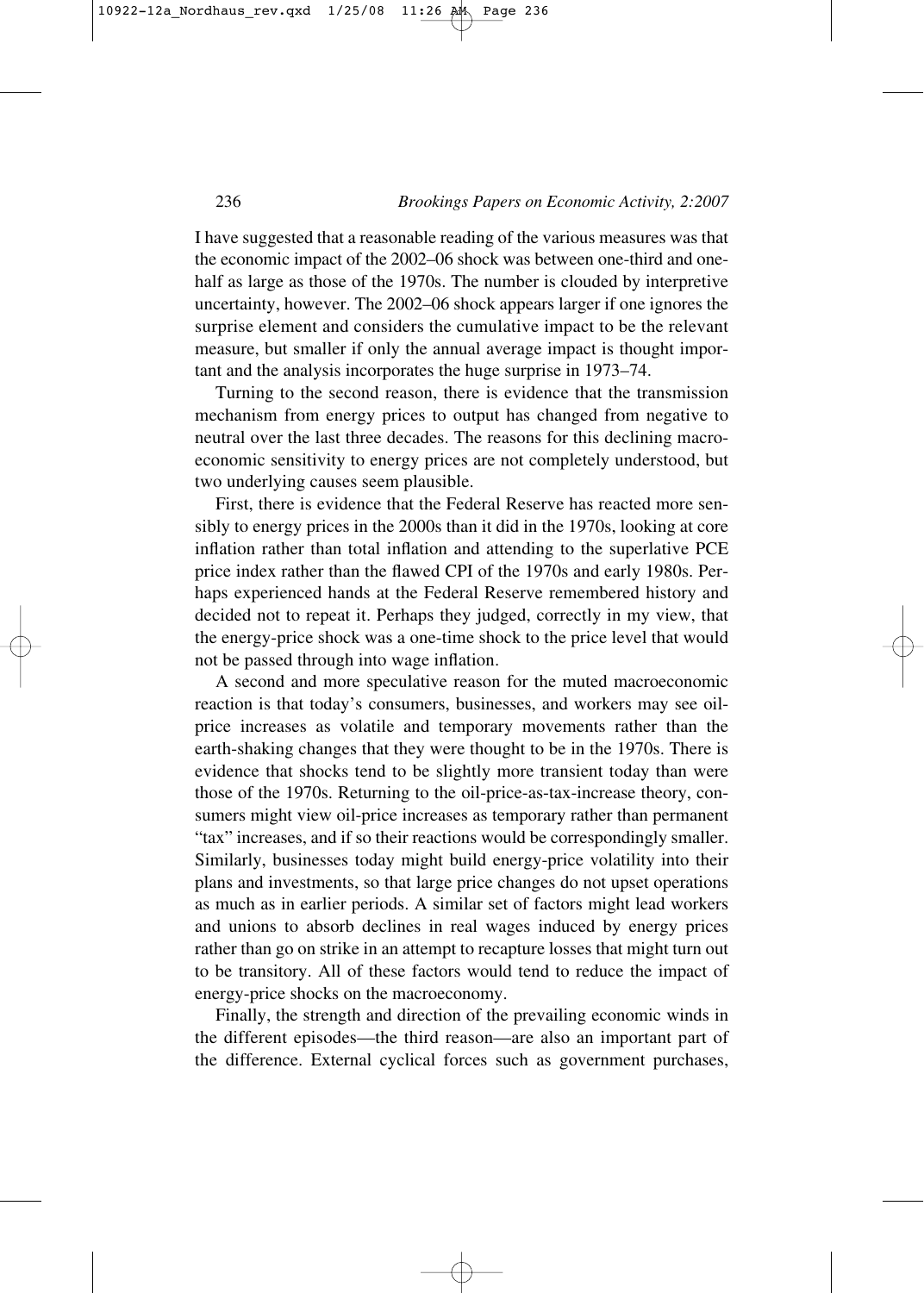I have suggested that a reasonable reading of the various measures was that the economic impact of the 2002–06 shock was between one-third and one-half as large as those of the 1970s. The number is clouded by interpretive uncertainty, however. The 2002–06 shock appears larger if one ignores the surprise element and considers the cumulative impact to be the relevant measure, but smaller if only the annual average impact is thought important and the analysis incorporates the huge surprise in 1973–74.

Turning to the second reason, there is evidence that the transmission mechanism from energy prices to output has changed from negative to neutral over the last three decades. The reasons for this declining macroeconomic sensitivity to energy prices are not completely understood, but two underlying causes seem plausible.

First, there is evidence that the Federal Reserve has reacted more sensibly to energy prices in the 2000s than it did in the 1970s, looking at core inflation rather than total inflation and attending to the superlative PCE price index rather than the flawed CPI of the 1970s and early 1980s. Perhaps experienced hands at the Federal Reserve remembered history and decided not to repeat it. Perhaps they judged, correctly in my view, that the energy-price shock was a one-time shock to the price level that would not be passed through into wage inflation.

A second and more speculative reason for the muted macroeconomic reaction is that today's consumers, businesses, and workers may see oil-price increases as volatile and temporary movements rather than the earth-shaking changes that they were thought to be in the 1970s. There is evidence that shocks tend to be slightly more transient today than were those of the 1970s. Returning to the oil-price-as-tax-increase theory, consumers might view oil-price increases as temporary rather than permanent "tax" increases, and if so their reactions would be correspondingly smaller. Similarly, businesses today might build energy-price volatility into their plans and investments, so that large price changes do not upset operations as much as in earlier periods. A similar set of factors might lead workers and unions to absorb declines in real wages induced by energy prices rather than go on strike in an attempt to recapture losses that might turn out to be transitory. All of these factors would tend to reduce the impact of energy-price shocks on the macroeconomy.

Finally, the strength and direction of the prevailing economic winds in the different episodes—the third reason—are also an important part of the difference. External cyclical forces such as government purchases,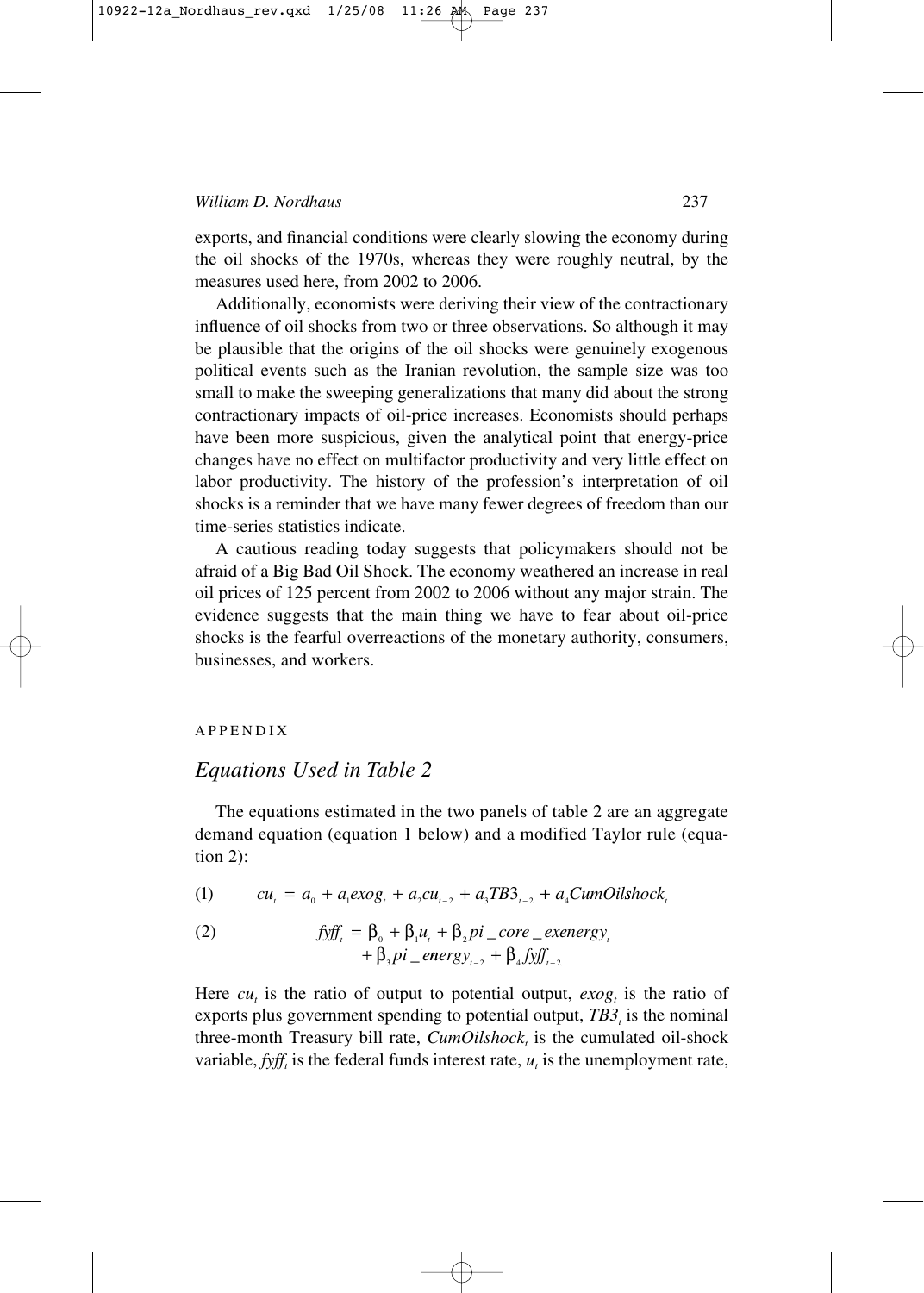exports, and financial conditions were clearly slowing the economy during the oil shocks of the 1970s, whereas they were roughly neutral, by the measures used here, from 2002 to 2006.

Additionally, economists were deriving their view of the contractionary influence of oil shocks from two or three observations. So although it may be plausible that the origins of the oil shocks were genuinely exogenous political events such as the Iranian revolution, the sample size was too small to make the sweeping generalizations that many did about the strong contractionary impacts of oil-price increases. Economists should perhaps have been more suspicious, given the analytical point that energy-price changes have no effect on multifactor productivity and very little effect on labor productivity. The history of the profession's interpretation of oil shocks is a reminder that we have many fewer degrees of freedom than our time-series statistics indicate.

A cautious reading today suggests that policymakers should not be afraid of a Big Bad Oil Shock. The economy weathered an increase in real oil prices of 125 percent from 2002 to 2006 without any major strain. The evidence suggests that the main thing we have to fear about oil-price shocks is the fearful overreactions of the monetary authority, consumers, businesses, and workers.

## APPENDIX

### *Equations Used in Table 2*

The equations estimated in the two panels of table 2 are an aggregate demand equation (equation 1 below) and a modified Taylor rule (equation 2):

$$cu_t = a_0 + a_1 exog_t + a_2 cu_{t-2} + a_3 TB3_{t-2} + a_4 CumOilshock_t \tag{1}$$

$$fyff_t = \beta_0 + \beta_1 u_t + \beta_2 pi\_core\_exenergy_t + \beta_3 pi\_energy_{t-2} + \beta_4 fyff_{t-2.} \tag{2}$$

Here $cu_t$ is the ratio of output to potential output, $exog_t$ is the ratio of exports plus government spending to potential output, $TB3_t$ is the nominal three-month Treasury bill rate, $CumOilshock_t$ is the cumulated oil-shock variable, $fyff_t$ is the federal funds interest rate, $u_t$ is the unemployment rate,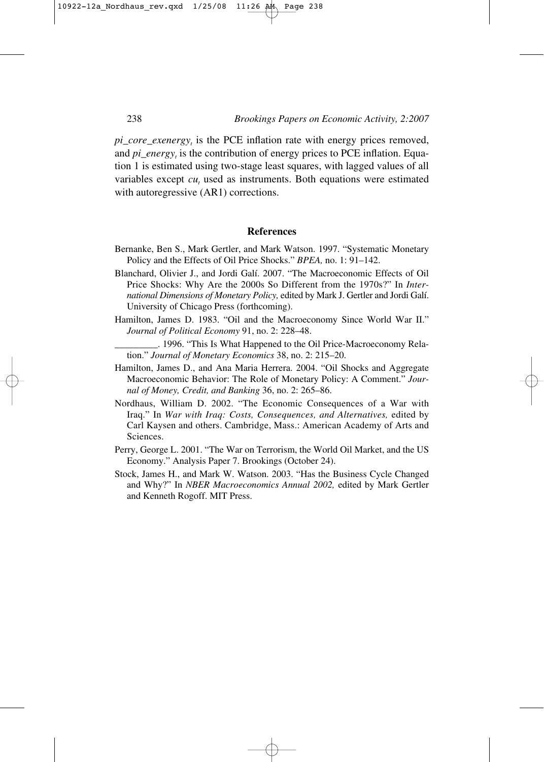$pi\_core\_exenergy_t$ is the PCE inflation rate with energy prices removed, and $pi\_energy_t$ is the contribution of energy prices to PCE inflation. Equation 1 is estimated using two-stage least squares, with lagged values of all variables except $cu_t$ used as instruments. Both equations were estimated with autoregressive (AR1) corrections.

## References

Bernanke, Ben S., Mark Gertler, and Mark Watson. 1997. "Systematic Monetary Policy and the Effects of Oil Price Shocks." *BPEA,* no. 1: 91–142.

Blanchard, Olivier J., and Jordi Galí. 2007. "The Macroeconomic Effects of Oil Price Shocks: Why Are the 2000s So Different from the 1970s?" In *International Dimensions of Monetary Policy,* edited by Mark J. Gertler and Jordi Galí. University of Chicago Press (forthcoming).

Hamilton, James D. 1983. "Oil and the Macroeconomy Since World War II." *Journal of Political Economy* 91, no. 2: 228–48.

_________. 1996. "This Is What Happened to the Oil Price-Macroeconomy Relation." *Journal of Monetary Economics* 38, no. 2: 215–20.

Hamilton, James D., and Ana Maria Herrera. 2004. "Oil Shocks and Aggregate Macroeconomic Behavior: The Role of Monetary Policy: A Comment." *Journal of Money, Credit, and Banking* 36, no. 2: 265–86.

Nordhaus, William D. 2002. "The Economic Consequences of a War with Iraq." In *War with Iraq: Costs, Consequences, and Alternatives,* edited by Carl Kaysen and others. Cambridge, Mass.: American Academy of Arts and Sciences.

Perry, George L. 2001. "The War on Terrorism, the World Oil Market, and the US Economy." Analysis Paper 7. Brookings (October 24).

Stock, James H., and Mark W. Watson. 2003. "Has the Business Cycle Changed and Why?" In *NBER Macroeconomics Annual 2002,* edited by Mark Gertler and Kenneth Rogoff. MIT Press.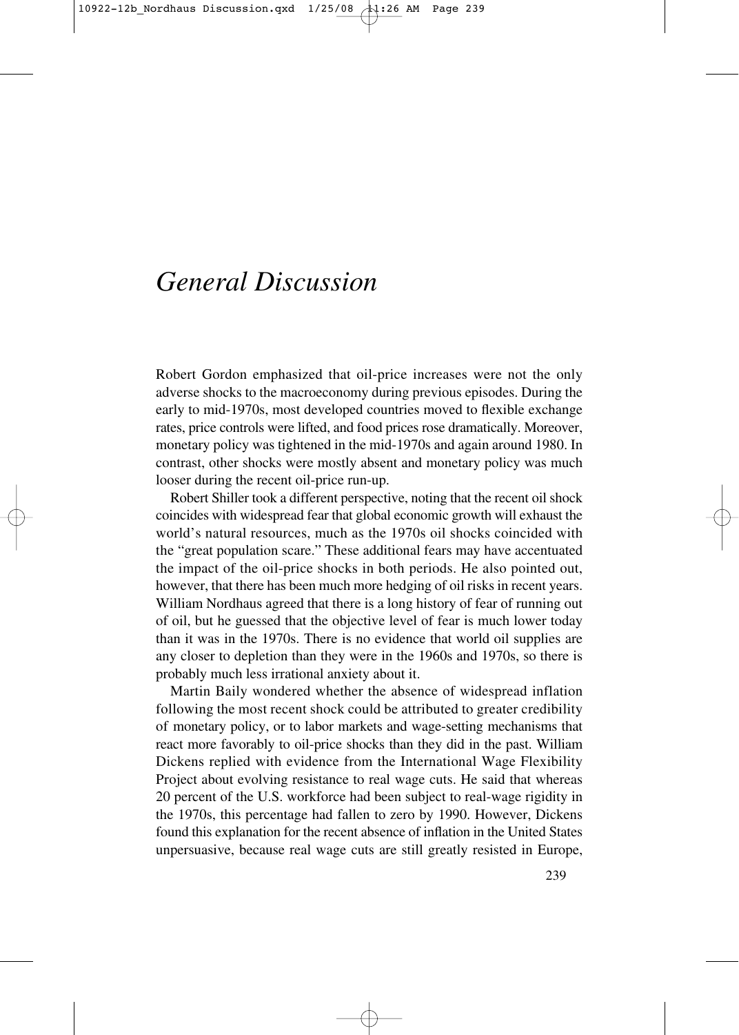# *General Discussion*

Robert Gordon emphasized that oil-price increases were not the only adverse shocks to the macroeconomy during previous episodes. During the early to mid-1970s, most developed countries moved to flexible exchange rates, price controls were lifted, and food prices rose dramatically. Moreover, monetary policy was tightened in the mid-1970s and again around 1980. In contrast, other shocks were mostly absent and monetary policy was much looser during the recent oil-price run-up.

Robert Shiller took a different perspective, noting that the recent oil shock coincides with widespread fear that global economic growth will exhaust the world's natural resources, much as the 1970s oil shocks coincided with the "great population scare." These additional fears may have accentuated the impact of the oil-price shocks in both periods. He also pointed out, however, that there has been much more hedging of oil risks in recent years. William Nordhaus agreed that there is a long history of fear of running out of oil, but he guessed that the objective level of fear is much lower today than it was in the 1970s. There is no evidence that world oil supplies are any closer to depletion than they were in the 1960s and 1970s, so there is probably much less irrational anxiety about it.

Martin Baily wondered whether the absence of widespread inflation following the most recent shock could be attributed to greater credibility of monetary policy, or to labor markets and wage-setting mechanisms that react more favorably to oil-price shocks than they did in the past. William Dickens replied with evidence from the International Wage Flexibility Project about evolving resistance to real wage cuts. He said that whereas 20 percent of the U.S. workforce had been subject to real-wage rigidity in the 1970s, this percentage had fallen to zero by 1990. However, Dickens found this explanation for the recent absence of inflation in the United States unpersuasive, because real wage cuts are still greatly resisted in Europe,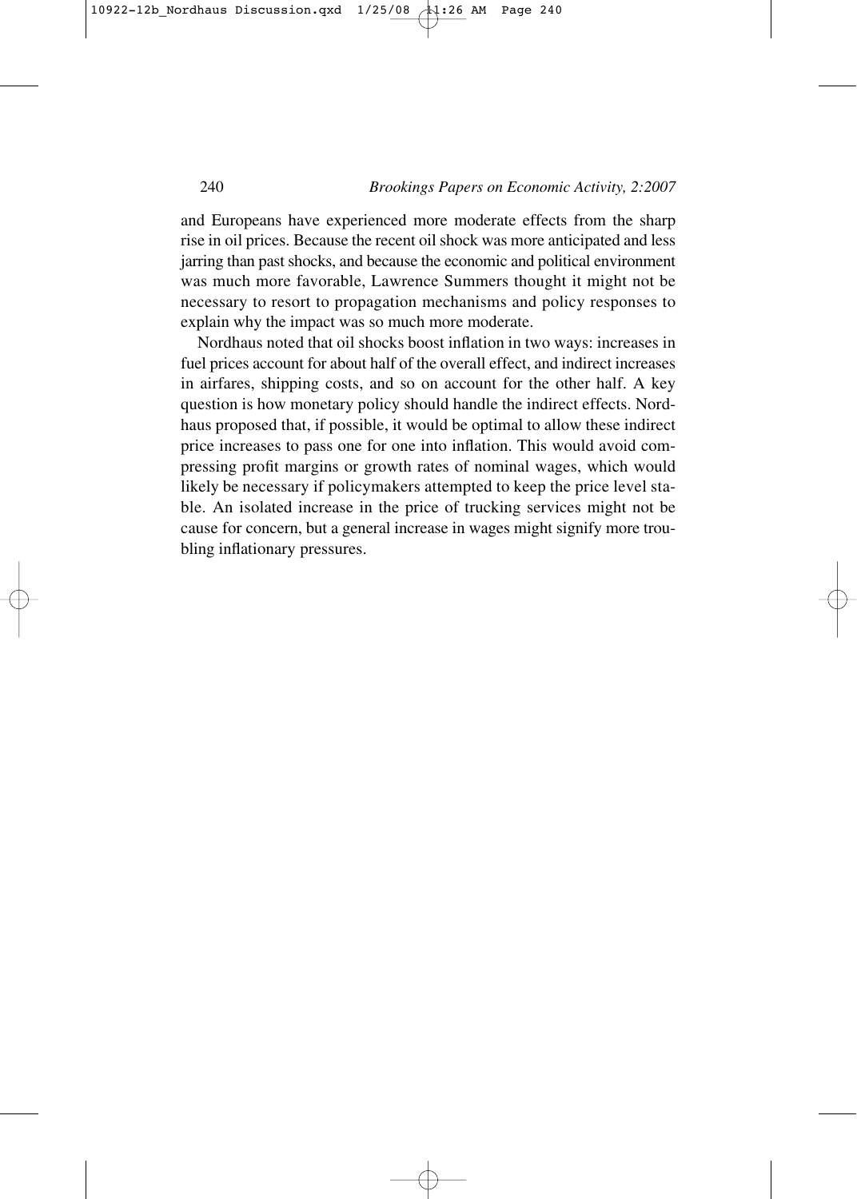and Europeans have experienced more moderate effects from the sharp rise in oil prices. Because the recent oil shock was more anticipated and less jarring than past shocks, and because the economic and political environment was much more favorable, Lawrence Summers thought it might not be necessary to resort to propagation mechanisms and policy responses to explain why the impact was so much more moderate.

Nordhaus noted that oil shocks boost inflation in two ways: increases in fuel prices account for about half of the overall effect, and indirect increases in airfares, shipping costs, and so on account for the other half. A key question is how monetary policy should handle the indirect effects. Nordhaus proposed that, if possible, it would be optimal to allow these indirect price increases to pass one for one into inflation. This would avoid compressing profit margins or growth rates of nominal wages, which would likely be necessary if policymakers attempted to keep the price level stable. An isolated increase in the price of trucking services might not be cause for concern, but a general increase in wages might signify more troubling inflationary pressures.